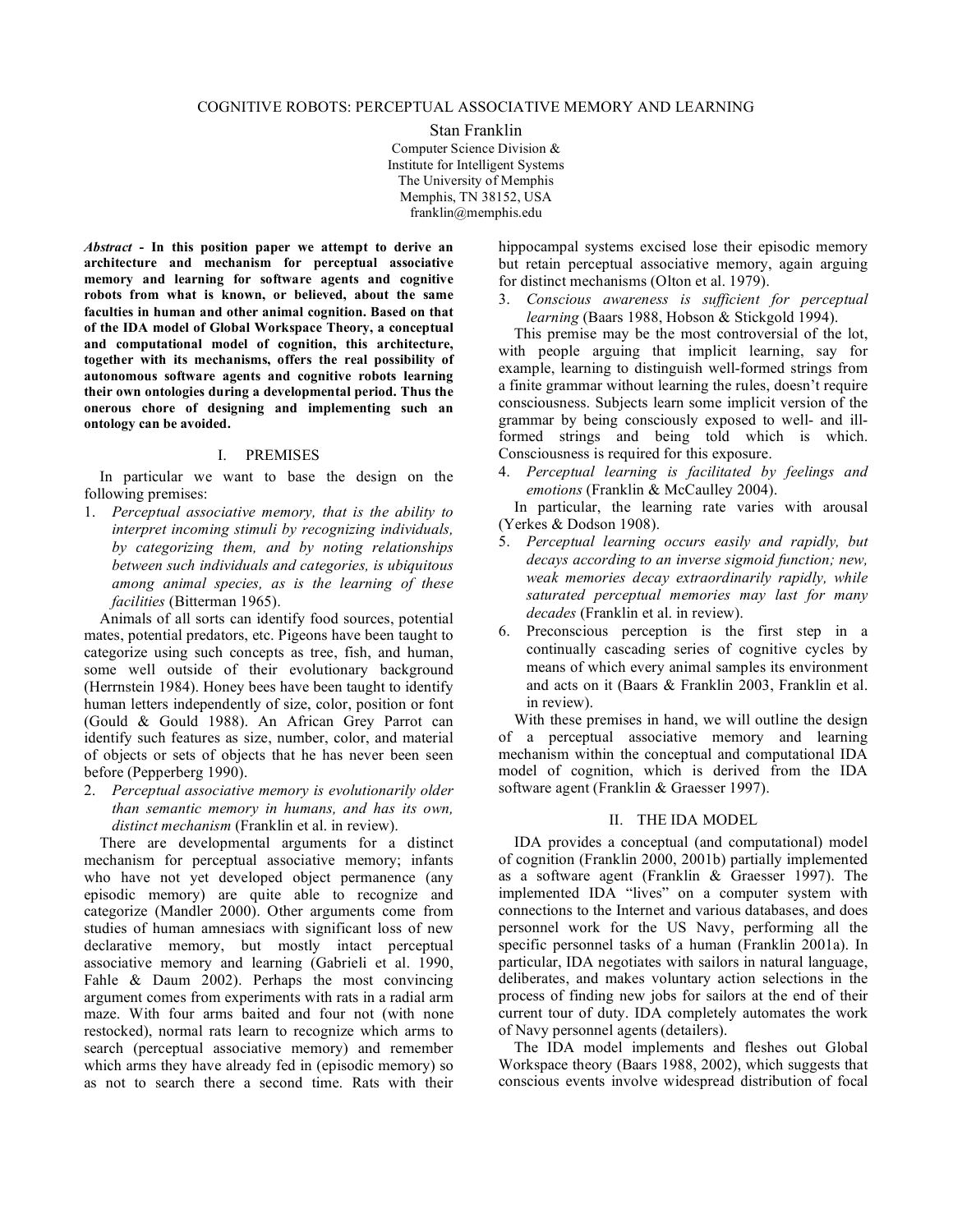# COGNITIVE ROBOTS: PERCEPTUAL ASSOCIATIVE MEMORY AND LEARNING

Stan Franklin
Computer Science Division &
Institute for Intelligent Systems
The University of Memphis
Memphis, TN 38152, USA
franklin@memphis.edu

***Abstract* - In this position paper we attempt to derive an architecture and mechanism for perceptual associative memory and learning for software agents and cognitive robots from what is known, or believed, about the same faculties in human and other animal cognition. Based on that of the IDA model of Global Workspace Theory, a conceptual and computational model of cognition, this architecture, together with its mechanisms, offers the real possibility of autonomous software agents and cognitive robots learning their own ontologies during a developmental period. Thus the onerous chore of designing and implementing such an ontology can be avoided.**

## I. PREMISES

In particular we want to base the design on the following premises:

1. *Perceptual associative memory, that is the ability to interpret incoming stimuli by recognizing individuals, by categorizing them, and by noting relationships between such individuals and categories, is ubiquitous among animal species, as is the learning of these facilities* (Bitterman 1965).

Animals of all sorts can identify food sources, potential mates, potential predators, etc. Pigeons have been taught to categorize using such concepts as tree, fish, and human, some well outside of their evolutionary background (Herrnstein 1984). Honey bees have been taught to identify human letters independently of size, color, position or font (Gould & Gould 1988). An African Grey Parrot can identify such features as size, number, color, and material of objects or sets of objects that he has never been seen before (Pepperberg 1990).

2. *Perceptual associative memory is evolutionarily older than semantic memory in humans, and has its own, distinct mechanism* (Franklin et al. in review).

There are developmental arguments for a distinct mechanism for perceptual associative memory; infants who have not yet developed object permanence (any episodic memory) are quite able to recognize and categorize (Mandler 2000). Other arguments come from studies of human amnesiacs with significant loss of new declarative memory, but mostly intact perceptual associative memory and learning (Gabrieli et al. 1990, Fahle & Daum 2002). Perhaps the most convincing argument comes from experiments with rats in a radial arm maze. With four arms baited and four not (with none restocked), normal rats learn to recognize which arms to search (perceptual associative memory) and remember which arms they have already fed in (episodic memory) so as not to search there a second time. Rats with their hippocampal systems excised lose their episodic memory but retain perceptual associative memory, again arguing for distinct mechanisms (Olton et al. 1979).

3. *Conscious awareness is sufficient for perceptual learning* (Baars 1988, Hobson & Stickgold 1994).

This premise may be the most controversial of the lot, with people arguing that implicit learning, say for example, learning to distinguish well-formed strings from a finite grammar without learning the rules, doesn't require consciousness. Subjects learn some implicit version of the grammar by being consciously exposed to well- and ill-formed strings and being told which is which. Consciousness is required for this exposure.

4. *Perceptual learning is facilitated by feelings and emotions* (Franklin & McCaulley 2004).

In particular, the learning rate varies with arousal (Yerkes & Dodson 1908).

5. *Perceptual learning occurs easily and rapidly, but decays according to an inverse sigmoid function; new, weak memories decay extraordinarily rapidly, while saturated perceptual memories may last for many decades* (Franklin et al. in review).
6. Preconscious perception is the first step in a continually cascading series of cognitive cycles by means of which every animal samples its environment and acts on it (Baars & Franklin 2003, Franklin et al. in review).

With these premises in hand, we will outline the design of a perceptual associative memory and learning mechanism within the conceptual and computational IDA model of cognition, which is derived from the IDA software agent (Franklin & Graesser 1997).

## II. THE IDA MODEL

IDA provides a conceptual (and computational) model of cognition (Franklin 2000, 2001b) partially implemented as a software agent (Franklin & Graesser 1997). The implemented IDA "lives" on a computer system with connections to the Internet and various databases, and does personnel work for the US Navy, performing all the specific personnel tasks of a human (Franklin 2001a). In particular, IDA negotiates with sailors in natural language, deliberates, and makes voluntary action selections in the process of finding new jobs for sailors at the end of their current tour of duty. IDA completely automates the work of Navy personnel agents (detailers).

The IDA model implements and fleshes out Global Workspace theory (Baars 1988, 2002), which suggests that conscious events involve widespread distribution of focal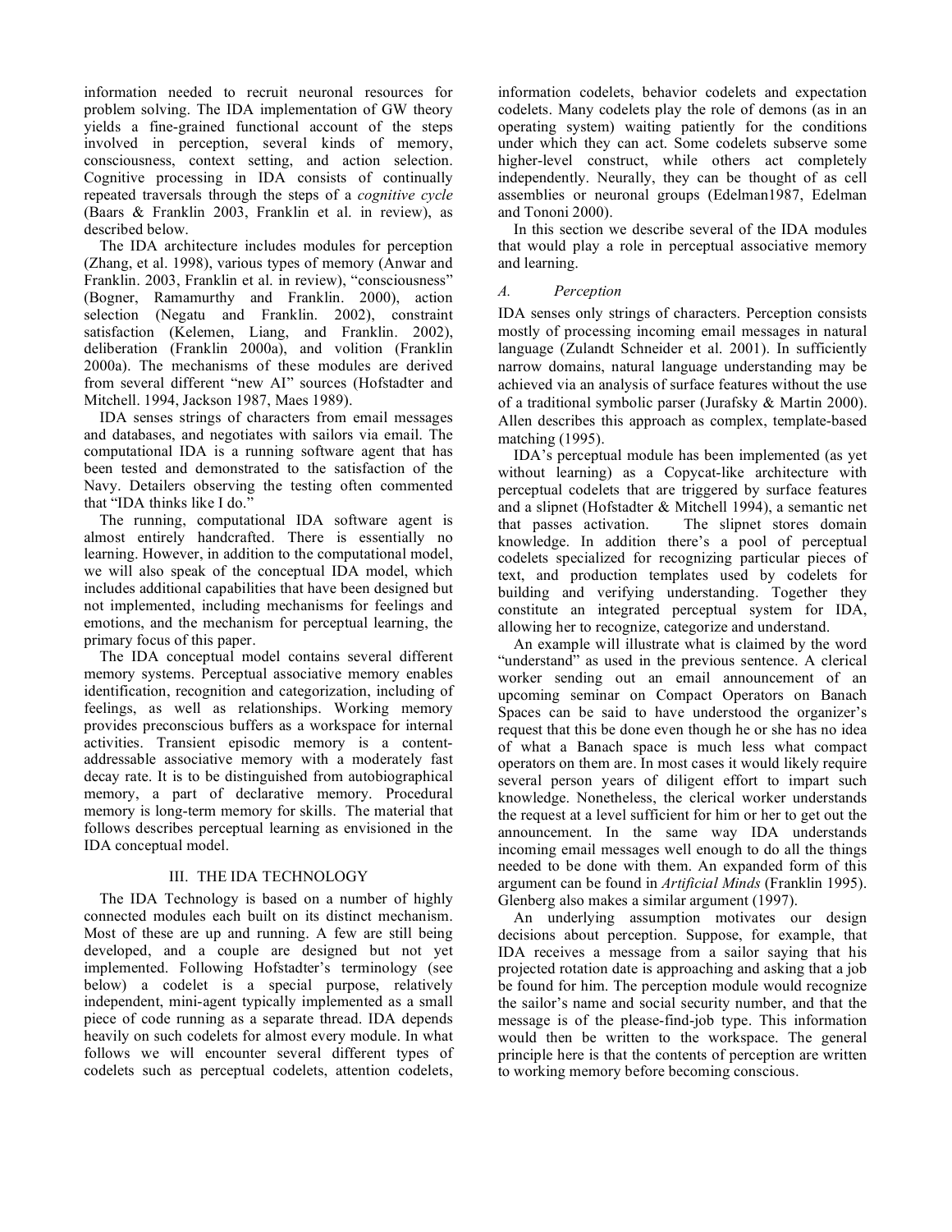information needed to recruit neuronal resources for problem solving. The IDA implementation of GW theory yields a fine-grained functional account of the steps involved in perception, several kinds of memory, consciousness, context setting, and action selection. Cognitive processing in IDA consists of continually repeated traversals through the steps of a *cognitive cycle* (Baars & Franklin 2003, Franklin et al. in review), as described below.

The IDA architecture includes modules for perception (Zhang, et al. 1998), various types of memory (Anwar and Franklin. 2003, Franklin et al. in review), "consciousness" (Bogner, Ramamurthy and Franklin. 2000), action selection (Negatu and Franklin. 2002), constraint satisfaction (Kelemen, Liang, and Franklin. 2002), deliberation (Franklin 2000a), and volition (Franklin 2000a). The mechanisms of these modules are derived from several different "new AI" sources (Hofstadter and Mitchell. 1994, Jackson 1987, Maes 1989).

IDA senses strings of characters from email messages and databases, and negotiates with sailors via email. The computational IDA is a running software agent that has been tested and demonstrated to the satisfaction of the Navy. Detailers observing the testing often commented that "IDA thinks like I do."

The running, computational IDA software agent is almost entirely handcrafted. There is essentially no learning. However, in addition to the computational model, we will also speak of the conceptual IDA model, which includes additional capabilities that have been designed but not implemented, including mechanisms for feelings and emotions, and the mechanism for perceptual learning, the primary focus of this paper.

The IDA conceptual model contains several different memory systems. Perceptual associative memory enables identification, recognition and categorization, including of feelings, as well as relationships. Working memory provides preconscious buffers as a workspace for internal activities. Transient episodic memory is a content-addressable associative memory with a moderately fast decay rate. It is to be distinguished from autobiographical memory, a part of declarative memory. Procedural memory is long-term memory for skills. The material that follows describes perceptual learning as envisioned in the IDA conceptual model.

## III. THE IDA TECHNOLOGY

The IDA Technology is based on a number of highly connected modules each built on its distinct mechanism. Most of these are up and running. A few are still being developed, and a couple are designed but not yet implemented. Following Hofstadter's terminology (see below) a codelet is a special purpose, relatively independent, mini-agent typically implemented as a small piece of code running as a separate thread. IDA depends heavily on such codelets for almost every module. In what follows we will encounter several different types of codelets such as perceptual codelets, attention codelets, information codelets, behavior codelets and expectation codelets. Many codelets play the role of demons (as in an operating system) waiting patiently for the conditions under which they can act. Some codelets subserve some higher-level construct, while others act completely independently. Neurally, they can be thought of as cell assemblies or neuronal groups (Edelman1987, Edelman and Tononi 2000).

In this section we describe several of the IDA modules that would play a role in perceptual associative memory and learning.

### *A. Perception*

IDA senses only strings of characters. Perception consists mostly of processing incoming email messages in natural language (Zulandt Schneider et al. 2001). In sufficiently narrow domains, natural language understanding may be achieved via an analysis of surface features without the use of a traditional symbolic parser (Jurafsky & Martin 2000). Allen describes this approach as complex, template-based matching (1995).

IDA's perceptual module has been implemented (as yet without learning) as a Copycat-like architecture with perceptual codelets that are triggered by surface features and a slipnet (Hofstadter & Mitchell 1994), a semantic net that passes activation. The slipnet stores domain knowledge. In addition there's a pool of perceptual codelets specialized for recognizing particular pieces of text, and production templates used by codelets for building and verifying understanding. Together they constitute an integrated perceptual system for IDA, allowing her to recognize, categorize and understand.

An example will illustrate what is claimed by the word "understand" as used in the previous sentence. A clerical worker sending out an email announcement of an upcoming seminar on Compact Operators on Banach Spaces can be said to have understood the organizer's request that this be done even though he or she has no idea of what a Banach space is much less what compact operators on them are. In most cases it would likely require several person years of diligent effort to impart such knowledge. Nonetheless, the clerical worker understands the request at a level sufficient for him or her to get out the announcement. In the same way IDA understands incoming email messages well enough to do all the things needed to be done with them. An expanded form of this argument can be found in *Artificial Minds* (Franklin 1995). Glenberg also makes a similar argument (1997).

An underlying assumption motivates our design decisions about perception. Suppose, for example, that IDA receives a message from a sailor saying that his projected rotation date is approaching and asking that a job be found for him. The perception module would recognize the sailor's name and social security number, and that the message is of the please-find-job type. This information would then be written to the workspace. The general principle here is that the contents of perception are written to working memory before becoming conscious.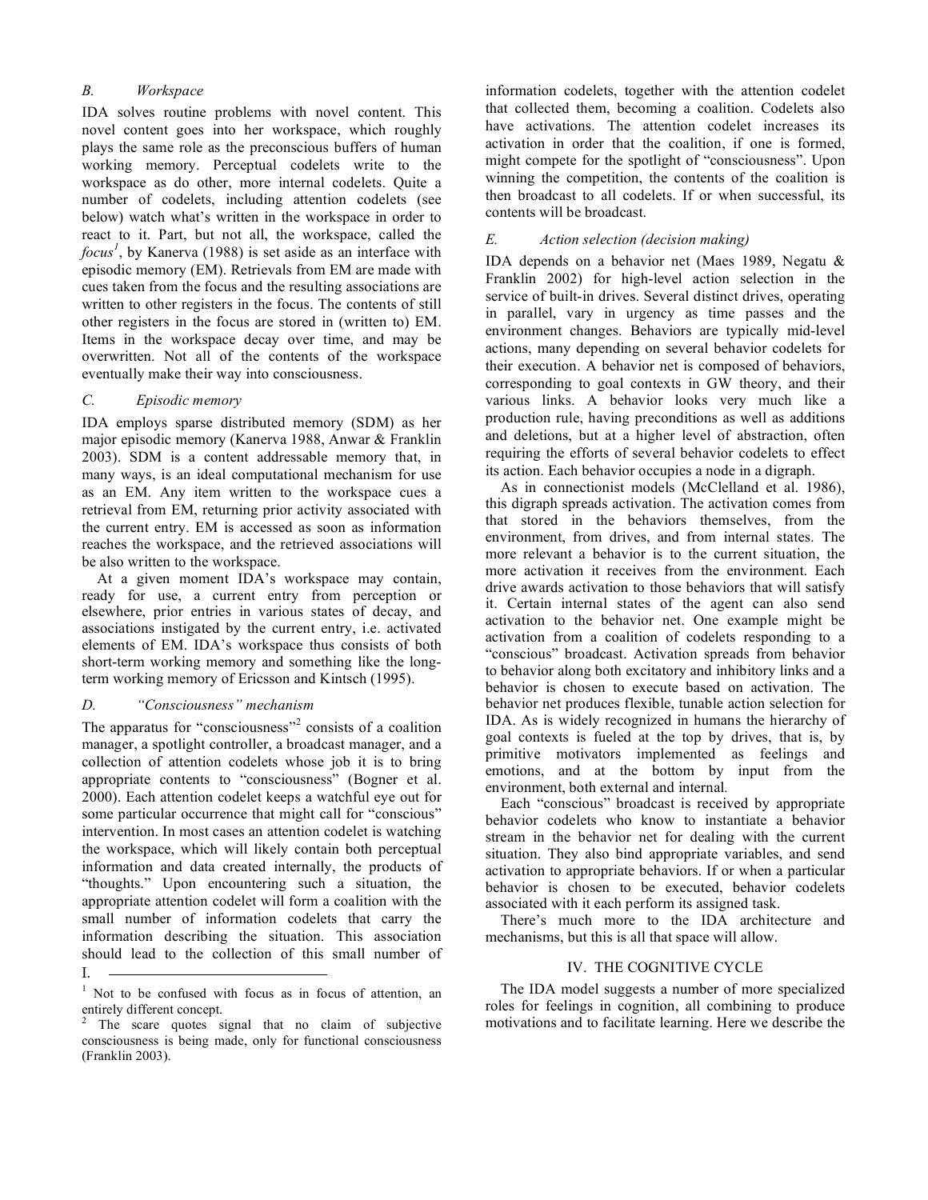### B. Workspace

IDA solves routine problems with novel content. This novel content goes into her workspace, which roughly plays the same role as the preconscious buffers of human working memory. Perceptual codelets write to the workspace as do other, more internal codelets. Quite a number of codelets, including attention codelets (see below) watch what's written in the workspace in order to react to it. Part, but not all, the workspace, called the *focus*[1], by Kanerva (1988) is set aside as an interface with episodic memory (EM). Retrievals from EM are made with cues taken from the focus and the resulting associations are written to other registers in the focus. The contents of still other registers in the focus are stored in (written to) EM. Items in the workspace decay over time, and may be overwritten. Not all of the contents of the workspace eventually make their way into consciousness.

### C. Episodic memory

IDA employs sparse distributed memory (SDM) as her major episodic memory (Kanerva 1988, Anwar & Franklin 2003). SDM is a content addressable memory that, in many ways, is an ideal computational mechanism for use as an EM. Any item written to the workspace cues a retrieval from EM, returning prior activity associated with the current entry. EM is accessed as soon as information reaches the workspace, and the retrieved associations will be also written to the workspace.

At a given moment IDA's workspace may contain, ready for use, a current entry from perception or elsewhere, prior entries in various states of decay, and associations instigated by the current entry, i.e. activated elements of EM. IDA's workspace thus consists of both short-term working memory and something like the long-term working memory of Ericsson and Kintsch (1995).

### D. "Consciousness" mechanism

The apparatus for "consciousness"[2] consists of a coalition manager, a spotlight controller, a broadcast manager, and a collection of attention codelets whose job it is to bring appropriate contents to "consciousness" (Bogner et al. 2000). Each attention codelet keeps a watchful eye out for some particular occurrence that might call for "conscious" intervention. In most cases an attention codelet is watching the workspace, which will likely contain both perceptual information and data created internally, the products of "thoughts." Upon encountering such a situation, the appropriate attention codelet will form a coalition with the small number of information codelets that carry the information describing the situation. This association should lead to the collection of this small number of information codelets, together with the attention codelet that collected them, becoming a coalition. Codelets also have activations. The attention codelet increases its activation in order that the coalition, if one is formed, might compete for the spotlight of "consciousness". Upon winning the competition, the contents of the coalition is then broadcast to all codelets. If or when successful, its contents will be broadcast.

### E. Action selection (decision making)

IDA depends on a behavior net (Maes 1989, Negatu & Franklin 2002) for high-level action selection in the service of built-in drives. Several distinct drives, operating in parallel, vary in urgency as time passes and the environment changes. Behaviors are typically mid-level actions, many depending on several behavior codelets for their execution. A behavior net is composed of behaviors, corresponding to goal contexts in GW theory, and their various links. A behavior looks very much like a production rule, having preconditions as well as additions and deletions, but at a higher level of abstraction, often requiring the efforts of several behavior codelets to effect its action. Each behavior occupies a node in a digraph.

As in connectionist models (McClelland et al. 1986), this digraph spreads activation. The activation comes from that stored in the behaviors themselves, from the environment, from drives, and from internal states. The more relevant a behavior is to the current situation, the more activation it receives from the environment. Each drive awards activation to those behaviors that will satisfy it. Certain internal states of the agent can also send activation to the behavior net. One example might be activation from a coalition of codelets responding to a "conscious" broadcast. Activation spreads from behavior to behavior along both excitatory and inhibitory links and a behavior is chosen to execute based on activation. The behavior net produces flexible, tunable action selection for IDA. As is widely recognized in humans the hierarchy of goal contexts is fueled at the top by drives, that is, by primitive motivators implemented as feelings and emotions, and at the bottom by input from the environment, both external and internal.

Each "conscious" broadcast is received by appropriate behavior codelets who know to instantiate a behavior stream in the behavior net for dealing with the current situation. They also bind appropriate variables, and send activation to appropriate behaviors. If or when a particular behavior is chosen to be executed, behavior codelets associated with it each perform its assigned task.

There's much more to the IDA architecture and mechanisms, but this is all that space will allow.

## IV. THE COGNITIVE CYCLE

The IDA model suggests a number of more specialized roles for feelings in cognition, all combining to produce motivations and to facilitate learning. Here we describe the

---

[1] Not to be confused with focus as in focus of attention, an entirely different concept.

[2] The scare quotes signal that no claim of subjective consciousness is being made, only for functional consciousness (Franklin 2003).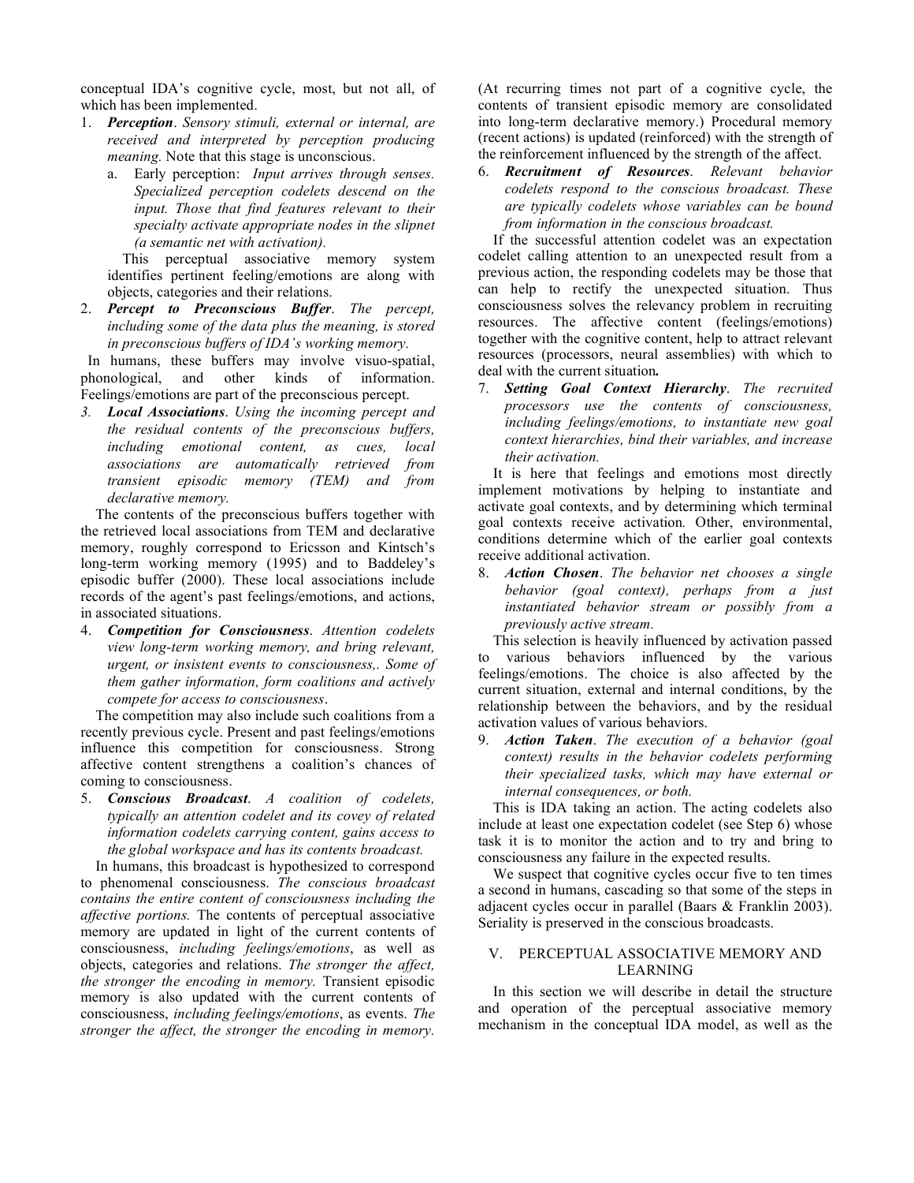conceptual IDA's cognitive cycle, most, but not all, of which has been implemented.

1. ***Perception***. *Sensory stimuli, external or internal, are received and interpreted by perception producing meaning.* Note that this stage is unconscious.
   a. Early perception: *Input arrives through senses. Specialized perception codelets descend on the input. Those that find features relevant to their specialty activate appropriate nodes in the slipnet (a semantic net with activation).*

   This perceptual associative memory system identifies pertinent feeling/emotions are along with objects, categories and their relations.

2. ***Percept to Preconscious Buffer***. *The percept, including some of the data plus the meaning, is stored in preconscious buffers of IDA's working memory.*

In humans, these buffers may involve visuo-spatial, phonological, and other kinds of information. Feelings/emotions are part of the preconscious percept.

3. ***Local Associations***. *Using the incoming percept and the residual contents of the preconscious buffers, including emotional content, as cues, local associations are automatically retrieved from transient episodic memory (TEM) and from declarative memory.*

The contents of the preconscious buffers together with the retrieved local associations from TEM and declarative memory, roughly correspond to Ericsson and Kintsch's long-term working memory (1995) and to Baddeley's episodic buffer (2000). These local associations include records of the agent's past feelings/emotions, and actions, in associated situations.

4. ***Competition for Consciousness***. *Attention codelets view long-term working memory, and bring relevant, urgent, or insistent events to consciousness,. Some of them gather information, form coalitions and actively compete for access to consciousness*.

The competition may also include such coalitions from a recently previous cycle. Present and past feelings/emotions influence this competition for consciousness. Strong affective content strengthens a coalition's chances of coming to consciousness.

5. ***Conscious Broadcast***. *A coalition of codelets, typically an attention codelet and its covey of related information codelets carrying content, gains access to the global workspace and has its contents broadcast.*

In humans, this broadcast is hypothesized to correspond to phenomenal consciousness. *The conscious broadcast contains the entire content of consciousness including the affective portions.* The contents of perceptual associative memory are updated in light of the current contents of consciousness, *including feelings/emotions*, as well as objects, categories and relations. *The stronger the affect, the stronger the encoding in memory.* Transient episodic memory is also updated with the current contents of consciousness, *including feelings/emotions*, as events. *The stronger the affect, the stronger the encoding in memory.* (At recurring times not part of a cognitive cycle, the contents of transient episodic memory are consolidated into long-term declarative memory.) Procedural memory (recent actions) is updated (reinforced) with the strength of the reinforcement influenced by the strength of the affect.

6. ***Recruitment of Resources***. *Relevant behavior codelets respond to the conscious broadcast. These are typically codelets whose variables can be bound from information in the conscious broadcast.*

If the successful attention codelet was an expectation codelet calling attention to an unexpected result from a previous action, the responding codelets may be those that can help to rectify the unexpected situation. Thus consciousness solves the relevancy problem in recruiting resources. The affective content (feelings/emotions) together with the cognitive content, help to attract relevant resources (processors, neural assemblies) with which to deal with the current situation**.**

7. ***Setting Goal Context Hierarchy***. *The recruited processors use the contents of consciousness, including feelings/emotions, to instantiate new goal context hierarchies, bind their variables, and increase their activation.*

It is here that feelings and emotions most directly implement motivations by helping to instantiate and activate goal contexts, and by determining which terminal goal contexts receive activation. Other, environmental, conditions determine which of the earlier goal contexts receive additional activation.

8. ***Action Chosen***. *The behavior net chooses a single behavior (goal context), perhaps from a just instantiated behavior stream or possibly from a previously active stream.*

This selection is heavily influenced by activation passed to various behaviors influenced by the various feelings/emotions. The choice is also affected by the current situation, external and internal conditions, by the relationship between the behaviors, and by the residual activation values of various behaviors.

9. ***Action Taken***. *The execution of a behavior (goal context) results in the behavior codelets performing their specialized tasks, which may have external or internal consequences, or both.*

This is IDA taking an action. The acting codelets also include at least one expectation codelet (see Step 6) whose task it is to monitor the action and to try and bring to consciousness any failure in the expected results.

We suspect that cognitive cycles occur five to ten times a second in humans, cascading so that some of the steps in adjacent cycles occur in parallel (Baars & Franklin 2003). Seriality is preserved in the conscious broadcasts.

## V. PERCEPTUAL ASSOCIATIVE MEMORY AND LEARNING

In this section we will describe in detail the structure and operation of the perceptual associative memory mechanism in the conceptual IDA model, as well as the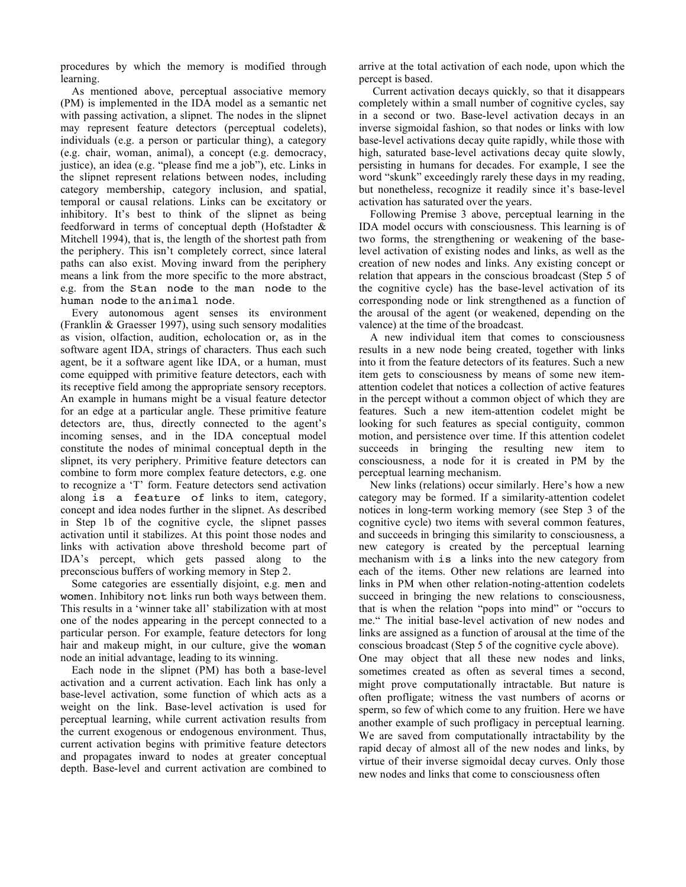procedures by which the memory is modified through learning.

As mentioned above, perceptual associative memory (PM) is implemented in the IDA model as a semantic net with passing activation, a slipnet. The nodes in the slipnet may represent feature detectors (perceptual codelets), individuals (e.g. a person or particular thing), a category (e.g. chair, woman, animal), a concept (e.g. democracy, justice), an idea (e.g. "please find me a job"), etc. Links in the slipnet represent relations between nodes, including category membership, category inclusion, and spatial, temporal or causal relations. Links can be excitatory or inhibitory. It's best to think of the slipnet as being feedforward in terms of conceptual depth (Hofstadter & Mitchell 1994), that is, the length of the shortest path from the periphery. This isn't completely correct, since lateral paths can also exist. Moving inward from the periphery means a link from the more specific to the more abstract, e.g. from the `Stan node` to the `man node` to the `human node` to the `animal node`.

Every autonomous agent senses its environment (Franklin & Graesser 1997), using such sensory modalities as vision, olfaction, audition, echolocation or, as in the software agent IDA, strings of characters. Thus each such agent, be it a software agent like IDA, or a human, must come equipped with primitive feature detectors, each with its receptive field among the appropriate sensory receptors. An example in humans might be a visual feature detector for an edge at a particular angle. These primitive feature detectors are, thus, directly connected to the agent's incoming senses, and in the IDA conceptual model constitute the nodes of minimal conceptual depth in the slipnet, its very periphery. Primitive feature detectors can combine to form more complex feature detectors, e.g. one to recognize a 'T' form. Feature detectors send activation along `is a feature of` links to item, category, concept and idea nodes further in the slipnet. As described in Step 1b of the cognitive cycle, the slipnet passes activation until it stabilizes. At this point those nodes and links with activation above threshold become part of IDA's percept, which gets passed along to the preconscious buffers of working memory in Step 2.

Some categories are essentially disjoint, e.g. `men` and `women`. Inhibitory `not` links run both ways between them. This results in a 'winner take all' stabilization with at most one of the nodes appearing in the percept connected to a particular person. For example, feature detectors for long hair and makeup might, in our culture, give the `woman` node an initial advantage, leading to its winning.

Each node in the slipnet (PM) has both a base-level activation and a current activation. Each link has only a base-level activation, some function of which acts as a weight on the link. Base-level activation is used for perceptual learning, while current activation results from the current exogenous or endogenous environment. Thus, current activation begins with primitive feature detectors and propagates inward to nodes at greater conceptual depth. Base-level and current activation are combined to arrive at the total activation of each node, upon which the percept is based.

Current activation decays quickly, so that it disappears completely within a small number of cognitive cycles, say in a second or two. Base-level activation decays in an inverse sigmoidal fashion, so that nodes or links with low base-level activations decay quite rapidly, while those with high, saturated base-level activations decay quite slowly, persisting in humans for decades. For example, I see the word "skunk" exceedingly rarely these days in my reading, but nonetheless, recognize it readily since it's base-level activation has saturated over the years.

Following Premise 3 above, perceptual learning in the IDA model occurs with consciousness. This learning is of two forms, the strengthening or weakening of the base-level activation of existing nodes and links, as well as the creation of new nodes and links. Any existing concept or relation that appears in the conscious broadcast (Step 5 of the cognitive cycle) has the base-level activation of its corresponding node or link strengthened as a function of the arousal of the agent (or weakened, depending on the valence) at the time of the broadcast.

A new individual item that comes to consciousness results in a new node being created, together with links into it from the feature detectors of its features. Such a new item gets to consciousness by means of some new item-attention codelet that notices a collection of active features in the percept without a common object of which they are features. Such a new item-attention codelet might be looking for such features as special contiguity, common motion, and persistence over time. If this attention codelet succeeds in bringing the resulting new item to consciousness, a node for it is created in PM by the perceptual learning mechanism.

New links (relations) occur similarly. Here's how a new category may be formed. If a similarity-attention codelet notices in long-term working memory (see Step 3 of the cognitive cycle) two items with several common features, and succeeds in bringing this similarity to consciousness, a new category is created by the perceptual learning mechanism with `is a` links into the new category from each of the items. Other new relations are learned into links in PM when other relation-noting-attention codelets succeed in bringing the new relations to consciousness, that is when the relation "pops into mind" or "occurs to me." The initial base-level activation of new nodes and links are assigned as a function of arousal at the time of the conscious broadcast (Step 5 of the cognitive cycle above).

One may object that all these new nodes and links, sometimes created as often as several times a second, might prove computationally intractable. But nature is often profligate; witness the vast numbers of acorns or sperm, so few of which come to any fruition. Here we have another example of such profligacy in perceptual learning. We are saved from computationally intractability by the rapid decay of almost all of the new nodes and links, by virtue of their inverse sigmoidal decay curves. Only those new nodes and links that come to consciousness often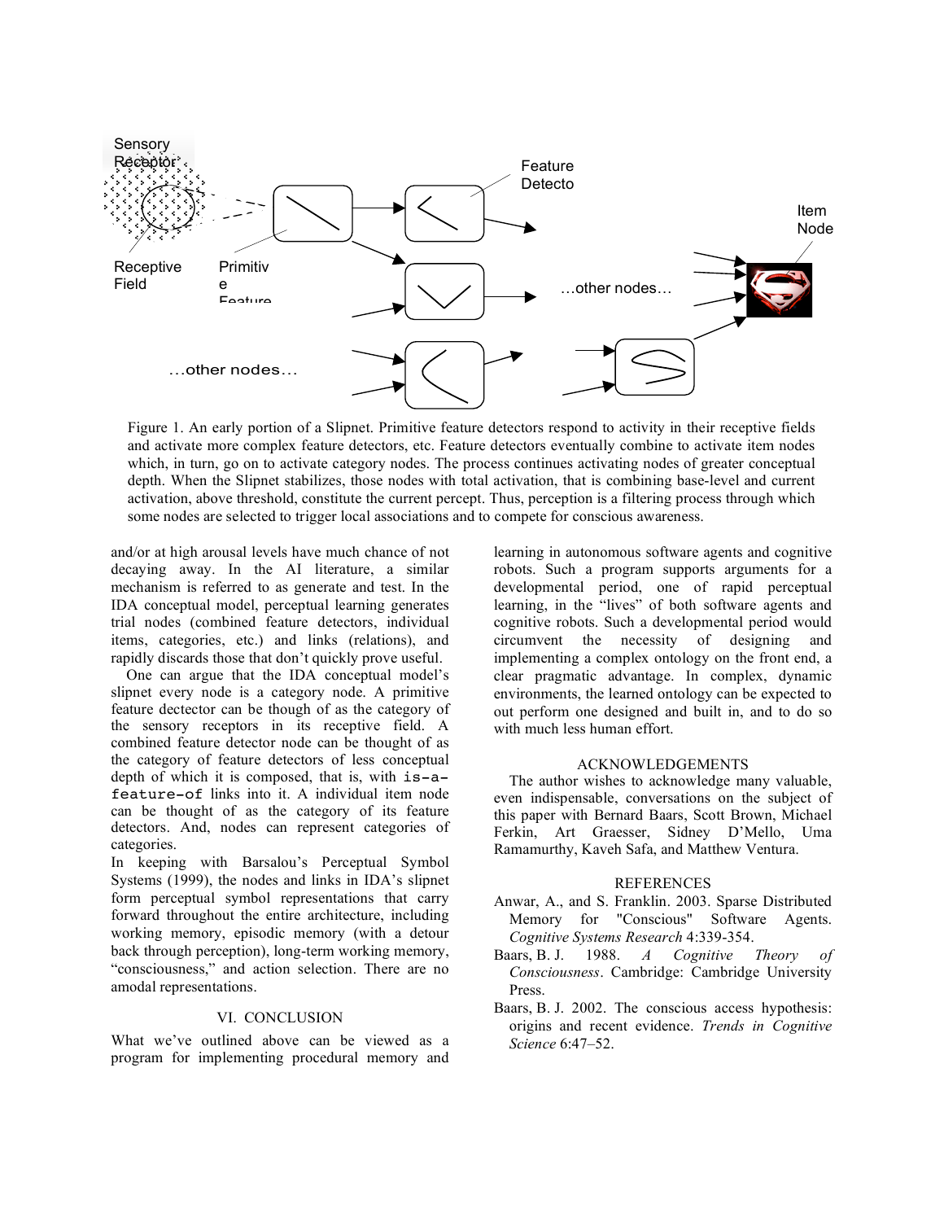Sensory Receptor

Feature Detecto

Item Node

Receptive Field

Primitiv e Feature

…other nodes…

…other nodes…

Figure 1. An early portion of a Slipnet. Primitive feature detectors respond to activity in their receptive fields and activate more complex feature detectors, etc. Feature detectors eventually combine to activate item nodes which, in turn, go on to activate category nodes. The process continues activating nodes of greater conceptual depth. When the Slipnet stabilizes, those nodes with total activation, that is combining base-level and current activation, above threshold, constitute the current percept. Thus, perception is a filtering process through which some nodes are selected to trigger local associations and to compete for conscious awareness.

and/or at high arousal levels have much chance of not decaying away. In the AI literature, a similar mechanism is referred to as generate and test. In the IDA conceptual model, perceptual learning generates trial nodes (combined feature detectors, individual items, categories, etc.) and links (relations), and rapidly discards those that don't quickly prove useful.

One can argue that the IDA conceptual model's slipnet every node is a category node. A primitive feature dectector can be though of as the category of the sensory receptors in its receptive field. A combined feature detector node can be thought of as the category of feature detectors of less conceptual depth of which it is composed, that is, with `is-a-feature-of` links into it. A individual item node can be thought of as the category of its feature detectors. And, nodes can represent categories of categories.

In keeping with Barsalou's Perceptual Symbol Systems (1999), the nodes and links in IDA's slipnet form perceptual symbol representations that carry forward throughout the entire architecture, including working memory, episodic memory (with a detour back through perception), long-term working memory, "consciousness," and action selection. There are no amodal representations.

## VI. CONCLUSION

What we've outlined above can be viewed as a program for implementing procedural memory and learning in autonomous software agents and cognitive robots. Such a program supports arguments for a developmental period, one of rapid perceptual learning, in the "lives" of both software agents and cognitive robots. Such a developmental period would circumvent the necessity of designing and implementing a complex ontology on the front end, a clear pragmatic advantage. In complex, dynamic environments, the learned ontology can be expected to out perform one designed and built in, and to do so with much less human effort.

## ACKNOWLEDGEMENTS

The author wishes to acknowledge many valuable, even indispensable, conversations on the subject of this paper with Bernard Baars, Scott Brown, Michael Ferkin, Art Graesser, Sidney D'Mello, Uma Ramamurthy, Kaveh Safa, and Matthew Ventura.

## REFERENCES

Anwar, A., and S. Franklin. 2003. Sparse Distributed Memory for "Conscious" Software Agents. *Cognitive Systems Research* 4:339-354.

Baars, B. J. 1988. *A Cognitive Theory of Consciousness*. Cambridge: Cambridge University Press.

Baars, B. J. 2002. The conscious access hypothesis: origins and recent evidence. *Trends in Cognitive Science* 6:47–52.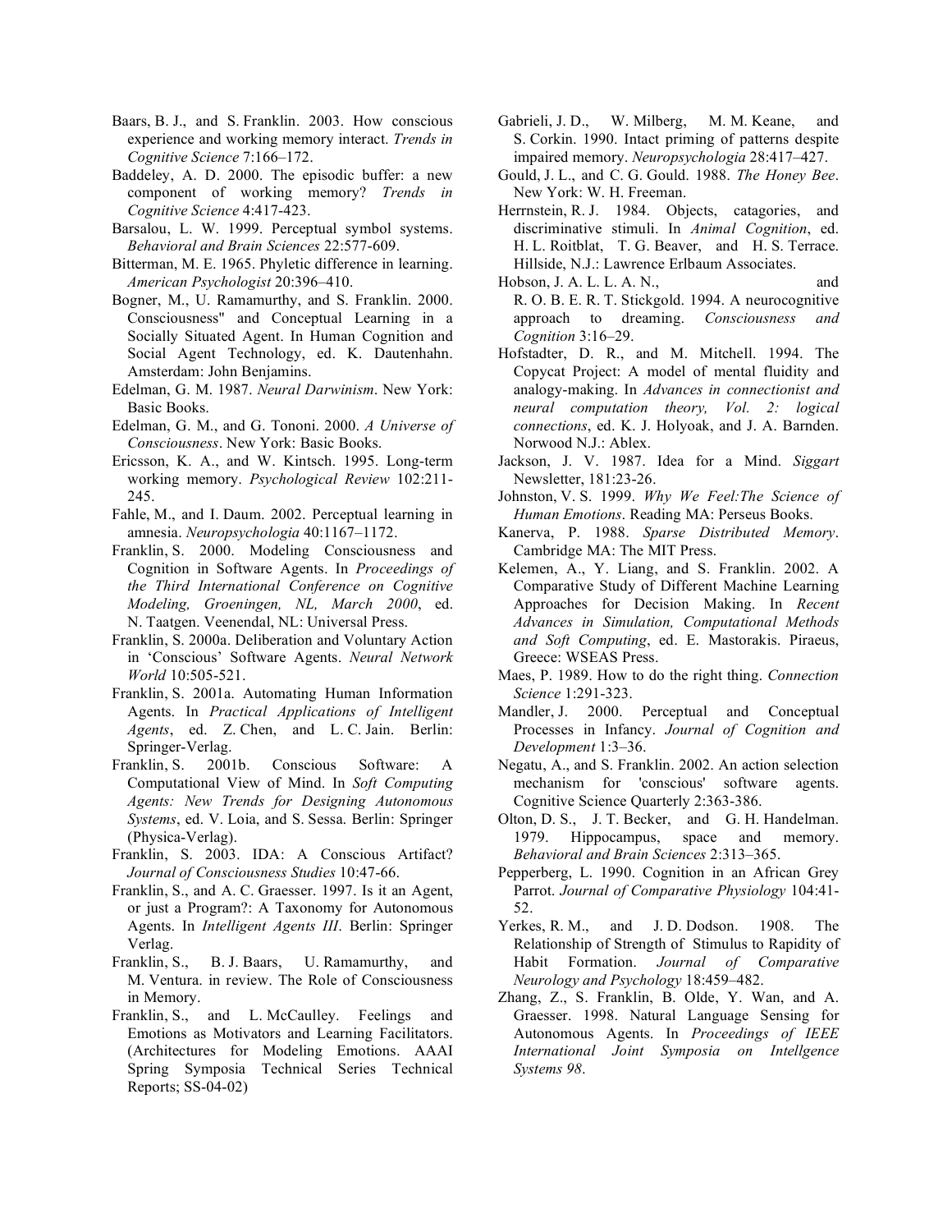Baars, B. J., and S. Franklin. 2003. How conscious experience and working memory interact. *Trends in Cognitive Science* 7:166–172.

Baddeley, A. D. 2000. The episodic buffer: a new component of working memory? *Trends in Cognitive Science* 4:417-423.

Barsalou, L. W. 1999. Perceptual symbol systems. *Behavioral and Brain Sciences* 22:577-609.

Bitterman, M. E. 1965. Phyletic difference in learning. *American Psychologist* 20:396–410.

Bogner, M., U. Ramamurthy, and S. Franklin. 2000. Consciousness" and Conceptual Learning in a Socially Situated Agent. In Human Cognition and Social Agent Technology, ed. K. Dautenhahn. Amsterdam: John Benjamins.

Edelman, G. M. 1987. *Neural Darwinism*. New York: Basic Books.

Edelman, G. M., and G. Tononi. 2000. *A Universe of Consciousness*. New York: Basic Books.

Ericsson, K. A., and W. Kintsch. 1995. Long-term working memory. *Psychological Review* 102:211-245.

Fahle, M., and I. Daum. 2002. Perceptual learning in amnesia. *Neuropsychologia* 40:1167–1172.

Franklin, S. 2000. Modeling Consciousness and Cognition in Software Agents. In *Proceedings of the Third International Conference on Cognitive Modeling, Groeningen, NL, March 2000*, ed. N. Taatgen. Veenendal, NL: Universal Press.

Franklin, S. 2000a. Deliberation and Voluntary Action in 'Conscious' Software Agents. *Neural Network World* 10:505-521.

Franklin, S. 2001a. Automating Human Information Agents. In *Practical Applications of Intelligent Agents*, ed. Z. Chen, and L. C. Jain. Berlin: Springer-Verlag.

Franklin, S. 2001b. Conscious Software: A Computational View of Mind. In *Soft Computing Agents: New Trends for Designing Autonomous Systems*, ed. V. Loia, and S. Sessa. Berlin: Springer (Physica-Verlag).

Franklin, S. 2003. IDA: A Conscious Artifact? *Journal of Consciousness Studies* 10:47-66.

Franklin, S., and A. C. Graesser. 1997. Is it an Agent, or just a Program?: A Taxonomy for Autonomous Agents. In *Intelligent Agents III*. Berlin: Springer Verlag.

Franklin, S., B. J. Baars, U. Ramamurthy, and M. Ventura. in review. The Role of Consciousness in Memory.

Franklin, S., and L. McCaulley. Feelings and Emotions as Motivators and Learning Facilitators. (Architectures for Modeling Emotions. AAAI Spring Symposia Technical Series Technical Reports; SS-04-02)

Gabrieli, J. D., W. Milberg, M. M. Keane, and S. Corkin. 1990. Intact priming of patterns despite impaired memory. *Neuropsychologia* 28:417–427.

Gould, J. L., and C. G. Gould. 1988. *The Honey Bee*. New York: W. H. Freeman.

Herrnstein, R. J. 1984. Objects, catagories, and discriminative stimuli. In *Animal Cognition*, ed. H. L. Roitblat, T. G. Beaver, and H. S. Terrace. Hillside, N.J.: Lawrence Erlbaum Associates.

Hobson, J. A. L. L. A. N., and R. O. B. E. R. T. Stickgold. 1994. A neurocognitive approach to dreaming. *Consciousness and Cognition* 3:16–29.

Hofstadter, D. R., and M. Mitchell. 1994. The Copycat Project: A model of mental fluidity and analogy-making. In *Advances in connectionist and neural computation theory, Vol. 2: logical connections*, ed. K. J. Holyoak, and J. A. Barnden. Norwood N.J.: Ablex.

Jackson, J. V. 1987. Idea for a Mind. *Siggart* Newsletter, 181:23-26.

Johnston, V. S. 1999. *Why We Feel:The Science of Human Emotions*. Reading MA: Perseus Books.

Kanerva, P. 1988. *Sparse Distributed Memory*. Cambridge MA: The MIT Press.

Kelemen, A., Y. Liang, and S. Franklin. 2002. A Comparative Study of Different Machine Learning Approaches for Decision Making. In *Recent Advances in Simulation, Computational Methods and Soft Computing*, ed. E. Mastorakis. Piraeus, Greece: WSEAS Press.

Maes, P. 1989. How to do the right thing. *Connection Science* 1:291-323.

Mandler, J. 2000. Perceptual and Conceptual Processes in Infancy. *Journal of Cognition and Development* 1:3–36.

Negatu, A., and S. Franklin. 2002. An action selection mechanism for 'conscious' software agents. Cognitive Science Quarterly 2:363-386.

Olton, D. S., J. T. Becker, and G. H. Handelman. 1979. Hippocampus, space and memory. *Behavioral and Brain Sciences* 2:313–365.

Pepperberg, L. 1990. Cognition in an African Grey Parrot. *Journal of Comparative Physiology* 104:41-52.

Yerkes, R. M., and J. D. Dodson. 1908. The Relationship of Strength of Stimulus to Rapidity of Habit Formation. *Journal of Comparative Neurology and Psychology* 18:459–482.

Zhang, Z., S. Franklin, B. Olde, Y. Wan, and A. Graesser. 1998. Natural Language Sensing for Autonomous Agents. In *Proceedings of IEEE International Joint Symposia on Intellgence Systems 98*.